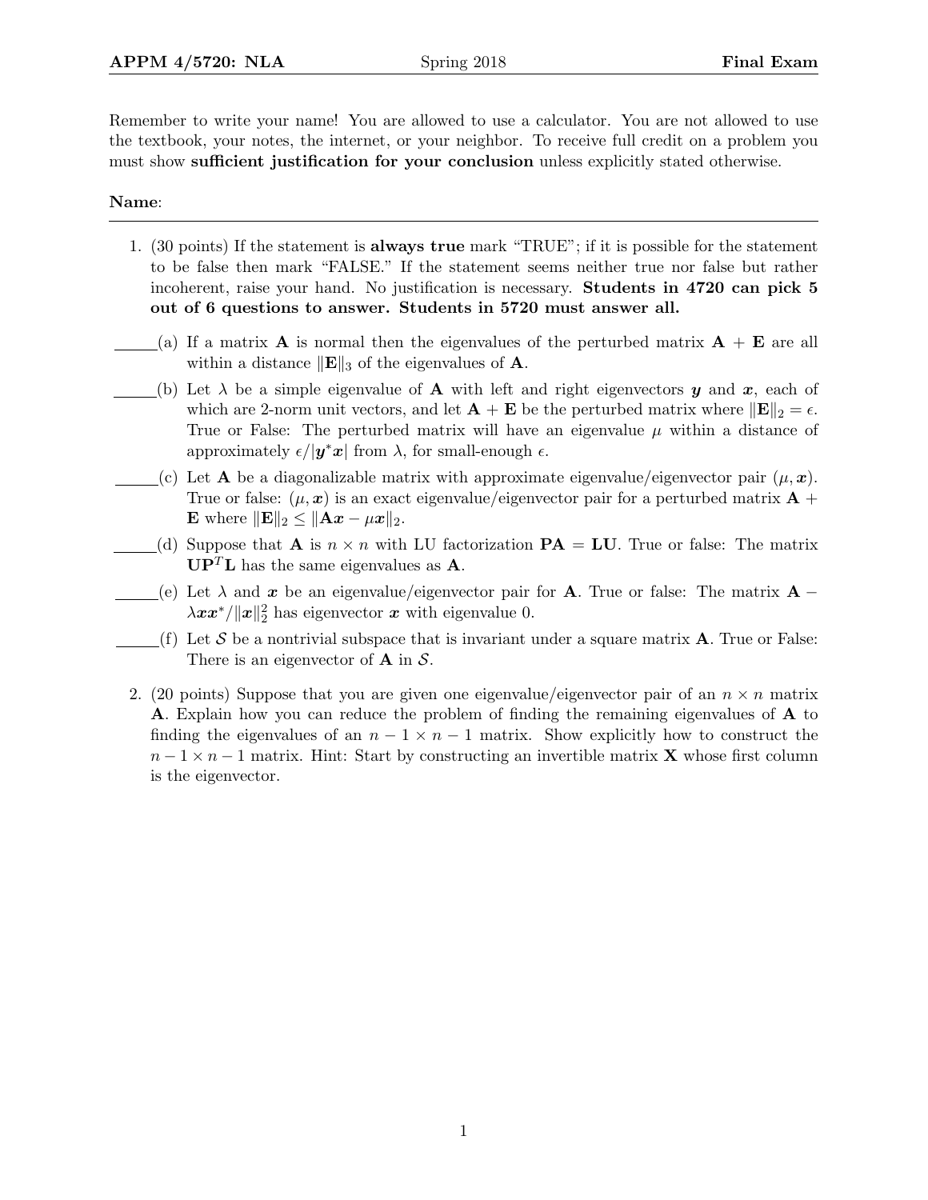**APPM 4/5720: NLA** Spring 2018 **Final Exam**

Remember to write your name! You are allowed to use a calculator. You are not allowed to use the textbook, your notes, the internet, or your neighbor. To receive full credit on a problem you must show **sufficient justification for your conclusion** unless explicitly stated otherwise.

**Name**:

---

1. (30 points) If the statement is **always true** mark "TRUE"; if it is possible for the statement to be false then mark "FALSE." If the statement seems neither true nor false but rather incoherent, raise your hand. No justification is necessary. **Students in 4720 can pick 5 out of 6 questions to answer. Students in 5720 must answer all.**

   _____(a) If a matrix $\mathbf{A}$ is normal then the eigenvalues of the perturbed matrix $\mathbf{A} + \mathbf{E}$ are all within a distance $\|\mathbf{E}\|_3$ of the eigenvalues of $\mathbf{A}$.

   _____(b) Let $\lambda$ be a simple eigenvalue of $\mathbf{A}$ with left and right eigenvectors $\boldsymbol{y}$ and $\boldsymbol{x}$, each of which are 2-norm unit vectors, and let $\mathbf{A} + \mathbf{E}$ be the perturbed matrix where $\|\mathbf{E}\|_2 = \epsilon$. True or False: The perturbed matrix will have an eigenvalue $\mu$ within a distance of approximately $\epsilon/|\boldsymbol{y}^*\boldsymbol{x}|$ from $\lambda$, for small-enough $\epsilon$.

   _____(c) Let $\mathbf{A}$ be a diagonalizable matrix with approximate eigenvalue/eigenvector pair $(\mu, \boldsymbol{x})$. True or false: $(\mu, \boldsymbol{x})$ is an exact eigenvalue/eigenvector pair for a perturbed matrix $\mathbf{A} + \mathbf{E}$ where $\|\mathbf{E}\|_2 \leq \|\mathbf{A}\boldsymbol{x} - \mu\boldsymbol{x}\|_2$.

   _____(d) Suppose that $\mathbf{A}$ is $n \times n$ with LU factorization $\mathbf{PA} = \mathbf{LU}$. True or false: The matrix $\mathbf{UP}^T\mathbf{L}$ has the same eigenvalues as $\mathbf{A}$.

   _____(e) Let $\lambda$ and $\boldsymbol{x}$ be an eigenvalue/eigenvector pair for $\mathbf{A}$. True or false: The matrix $\mathbf{A} - \lambda\boldsymbol{x}\boldsymbol{x}^*/\|\boldsymbol{x}\|_2^2$ has eigenvector $\boldsymbol{x}$ with eigenvalue 0.

   _____(f) Let $\mathcal{S}$ be a nontrivial subspace that is invariant under a square matrix $\mathbf{A}$. True or False: There is an eigenvector of $\mathbf{A}$ in $\mathcal{S}$.

2. (20 points) Suppose that you are given one eigenvalue/eigenvector pair of an $n \times n$ matrix $\mathbf{A}$. Explain how you can reduce the problem of finding the remaining eigenvalues of $\mathbf{A}$ to finding the eigenvalues of an $n - 1 \times n - 1$ matrix. Show explicitly how to construct the $n - 1 \times n - 1$ matrix. Hint: Start by constructing an invertible matrix $\mathbf{X}$ whose first column is the eigenvector.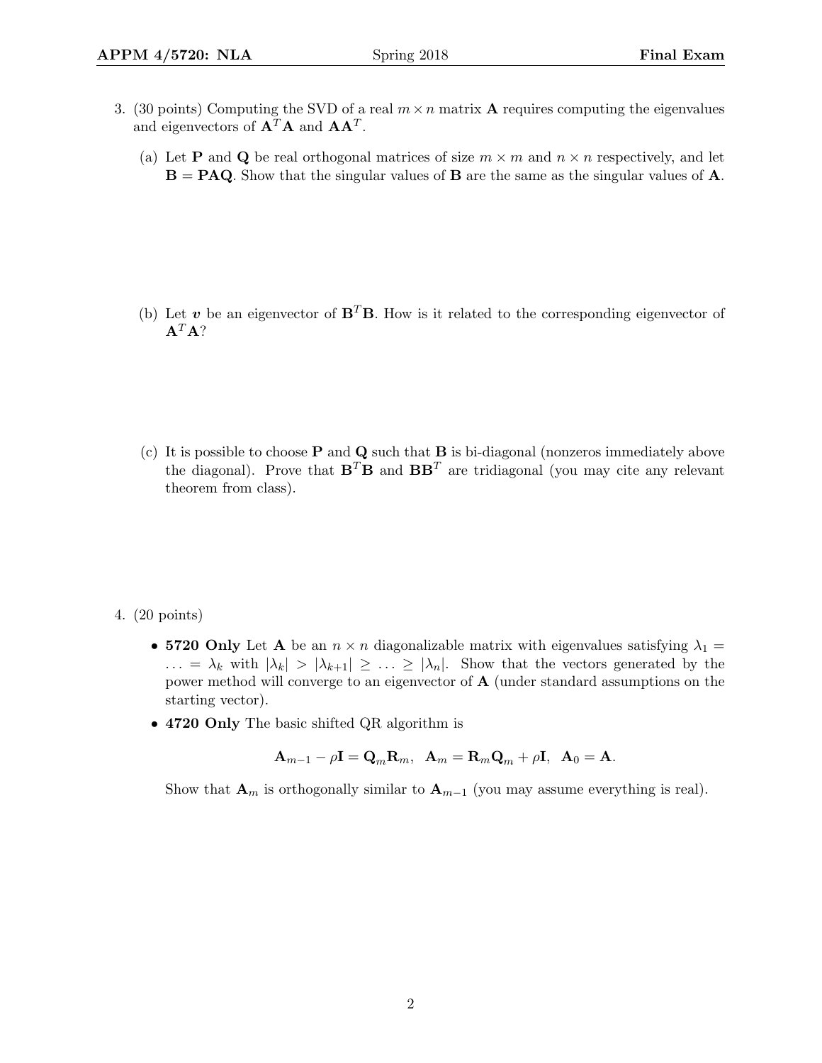3. (30 points) Computing the SVD of a real $m \times n$ matrix $\mathbf{A}$ requires computing the eigenvalues and eigenvectors of $\mathbf{A}^T\mathbf{A}$ and $\mathbf{A}\mathbf{A}^T$.

   (a) Let $\mathbf{P}$ and $\mathbf{Q}$ be real orthogonal matrices of size $m \times m$ and $n \times n$ respectively, and let $\mathbf{B} = \mathbf{PAQ}$. Show that the singular values of $\mathbf{B}$ are the same as the singular values of $\mathbf{A}$.

   (b) Let $\boldsymbol{v}$ be an eigenvector of $\mathbf{B}^T\mathbf{B}$. How is it related to the corresponding eigenvector of $\mathbf{A}^T\mathbf{A}$?

   (c) It is possible to choose $\mathbf{P}$ and $\mathbf{Q}$ such that $\mathbf{B}$ is bi-diagonal (nonzeros immediately above the diagonal). Prove that $\mathbf{B}^T\mathbf{B}$ and $\mathbf{B}\mathbf{B}^T$ are tridiagonal (you may cite any relevant theorem from class).

4. (20 points)

   - **5720 Only** Let $\mathbf{A}$ be an $n \times n$ diagonalizable matrix with eigenvalues satisfying $\lambda_1 = \ldots = \lambda_k$ with $|\lambda_k| > |\lambda_{k+1}| \geq \ldots \geq |\lambda_n|$. Show that the vectors generated by the power method will converge to an eigenvector of $\mathbf{A}$ (under standard assumptions on the starting vector).
   - **4720 Only** The basic shifted QR algorithm is

   $$\mathbf{A}_{m-1} - \rho\mathbf{I} = \mathbf{Q}_m\mathbf{R}_m, \quad \mathbf{A}_m = \mathbf{R}_m\mathbf{Q}_m + \rho\mathbf{I}, \quad \mathbf{A}_0 = \mathbf{A}.$$

   Show that $\mathbf{A}_m$ is orthogonally similar to $\mathbf{A}_{m-1}$ (you may assume everything is real).